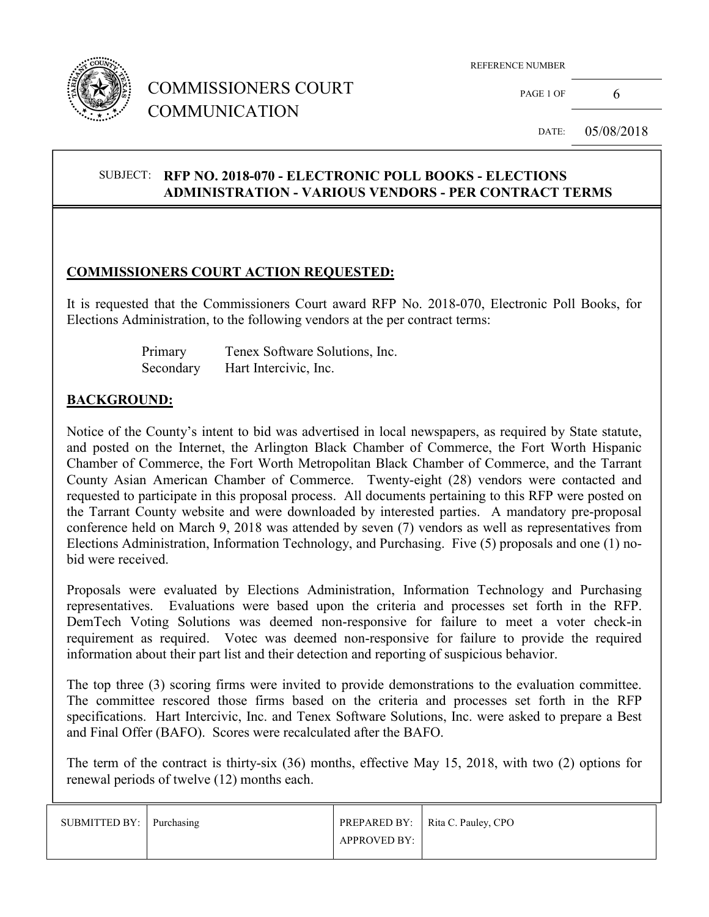# COMMISSIONERS COURT COMMUNICATION

REFERENCE NUMBER

DATE: 05/08/2018

SUBJECT: **RFP NO. 2018-070 - ELECTRONIC POLL BOOKS - ELECTIONS ADMINISTRATION - VARIOUS VENDORS - PER CONTRACT TERMS**

## COMMISSIONERS COURT ACTION REQUESTED:

It is requested that the Commissioners Court award RFP No. 2018-070, Electronic Poll Books, for Elections Administration, to the following vendors at the per contract terms:

| | |
|---|---|
| Primary | Tenex Software Solutions, Inc. |
| Secondary | Hart Intercivic, Inc. |

## BACKGROUND:

Notice of the County's intent to bid was advertised in local newspapers, as required by State statute, and posted on the Internet, the Arlington Black Chamber of Commerce, the Fort Worth Hispanic Chamber of Commerce, the Fort Worth Metropolitan Black Chamber of Commerce, and the Tarrant County Asian American Chamber of Commerce. Twenty-eight (28) vendors were contacted and requested to participate in this proposal process. All documents pertaining to this RFP were posted on the Tarrant County website and were downloaded by interested parties. A mandatory pre-proposal conference held on March 9, 2018 was attended by seven (7) vendors as well as representatives from Elections Administration, Information Technology, and Purchasing. Five (5) proposals and one (1) no-bid were received.

Proposals were evaluated by Elections Administration, Information Technology and Purchasing representatives. Evaluations were based upon the criteria and processes set forth in the RFP. DemTech Voting Solutions was deemed non-responsive for failure to meet a voter check-in requirement as required. Votec was deemed non-responsive for failure to provide the required information about their part list and their detection and reporting of suspicious behavior.

The top three (3) scoring firms were invited to provide demonstrations to the evaluation committee. The committee rescored those firms based on the criteria and processes set forth in the RFP specifications. Hart Intercivic, Inc. and Tenex Software Solutions, Inc. were asked to prepare a Best and Final Offer (BAFO). Scores were recalculated after the BAFO.

The term of the contract is thirty-six (36) months, effective May 15, 2018, with two (2) options for renewal periods of twelve (12) months each.

| SUBMITTED BY: | Purchasing | PREPARED BY: | Rita C. Pauley, CPO |
|---|---|---|---|
| | | APPROVED BY: | |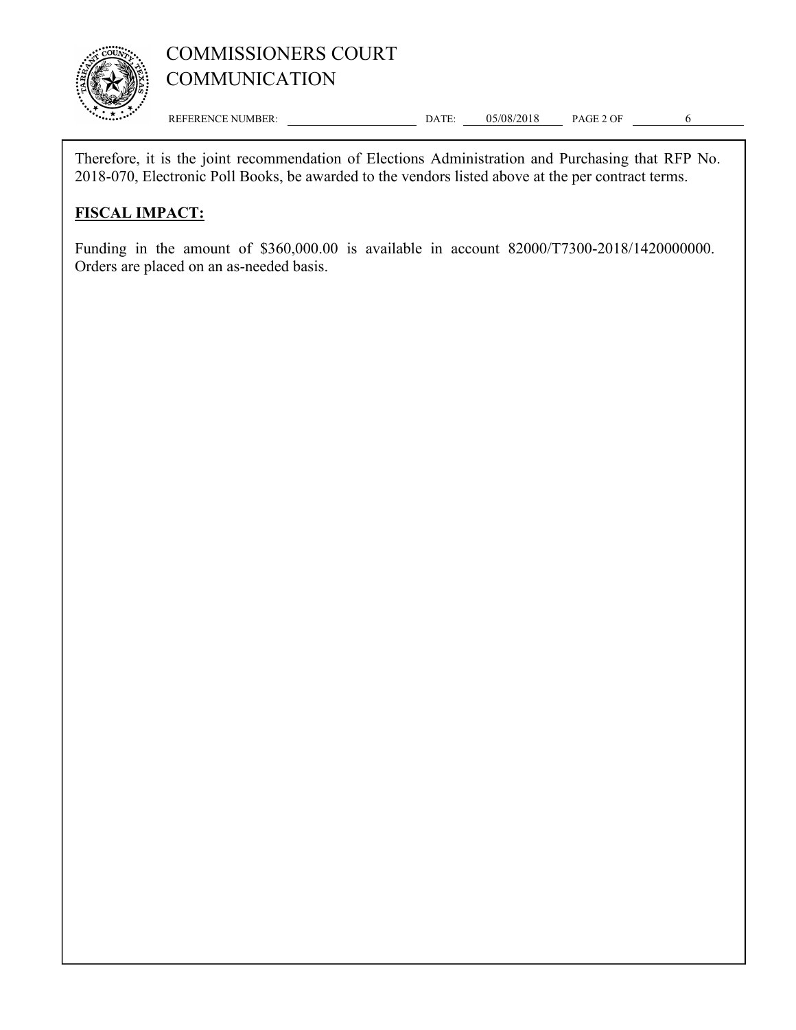Therefore, it is the joint recommendation of Elections Administration and Purchasing that RFP No. 2018-070, Electronic Poll Books, be awarded to the vendors listed above at the per contract terms.

**FISCAL IMPACT:**

Funding in the amount of $360,000.00 is available in account 82000/T7300-2018/1420000000. Orders are placed on an as-needed basis.